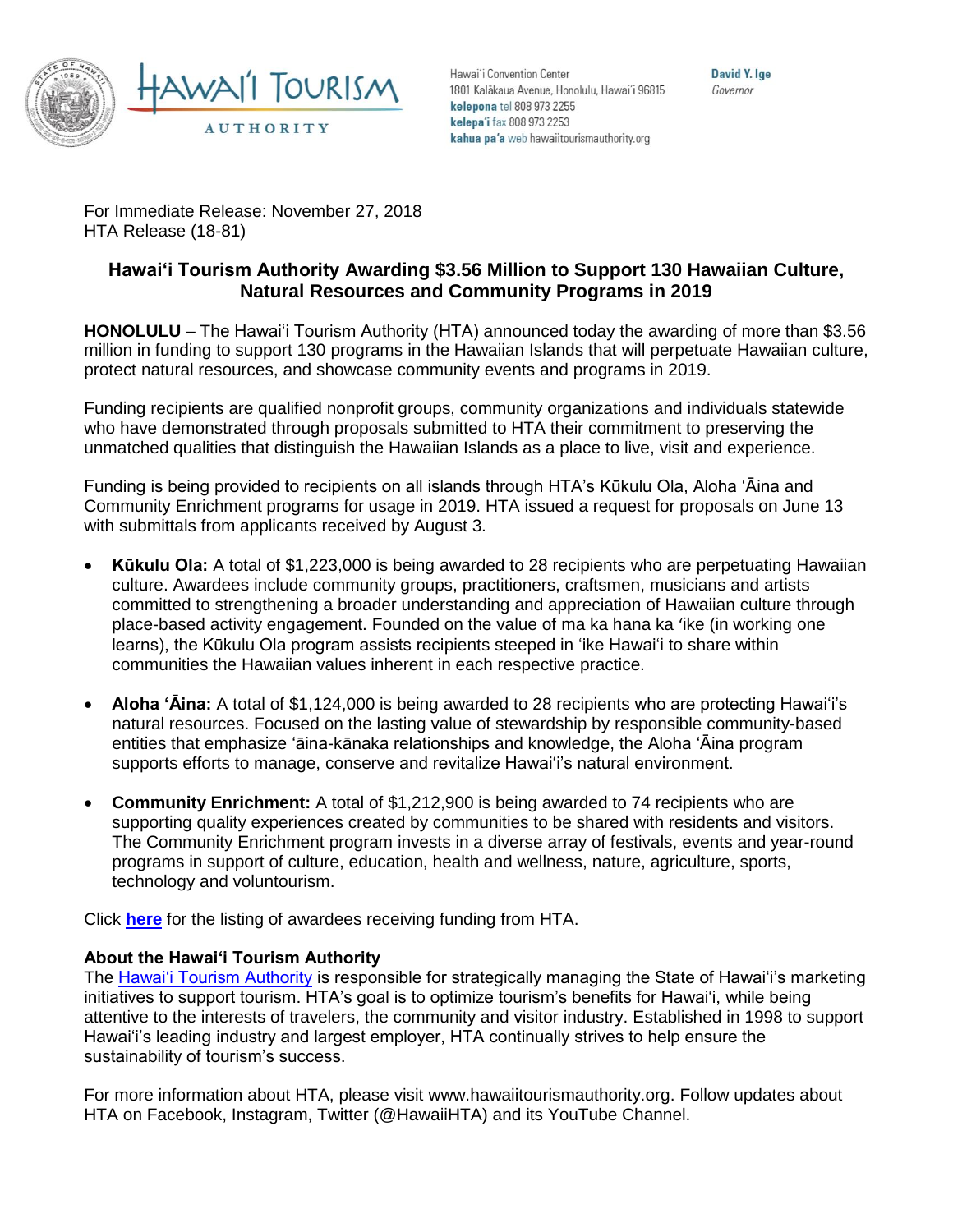HAWAIʻI TOURISM AUTHORITY

Hawaiʻi Convention Center
1801 Kalākaua Avenue, Honolulu, Hawaiʻi 96815
**kelepona** tel 808 973 2255
**kelepaʻi** fax 808 973 2253
**kahua paʻa** web hawaiitourismauthority.org

**David Y. Ige**
*Governor*

For Immediate Release: November 27, 2018
HTA Release (18-81)

## Hawaiʻi Tourism Authority Awarding $3.56 Million to Support 130 Hawaiian Culture, Natural Resources and Community Programs in 2019

**HONOLULU** – The Hawaiʻi Tourism Authority (HTA) announced today the awarding of more than $3.56 million in funding to support 130 programs in the Hawaiian Islands that will perpetuate Hawaiian culture, protect natural resources, and showcase community events and programs in 2019.

Funding recipients are qualified nonprofit groups, community organizations and individuals statewide who have demonstrated through proposals submitted to HTA their commitment to preserving the unmatched qualities that distinguish the Hawaiian Islands as a place to live, visit and experience.

Funding is being provided to recipients on all islands through HTA's Kūkulu Ola, Aloha ʻĀina and Community Enrichment programs for usage in 2019. HTA issued a request for proposals on June 13 with submittals from applicants received by August 3.

- **Kūkulu Ola:** A total of $1,223,000 is being awarded to 28 recipients who are perpetuating Hawaiian culture. Awardees include community groups, practitioners, craftsmen, musicians and artists committed to strengthening a broader understanding and appreciation of Hawaiian culture through place-based activity engagement. Founded on the value of ma ka hana ka ʻike (in working one learns), the Kūkulu Ola program assists recipients steeped in ʻike Hawaiʻi to share within communities the Hawaiian values inherent in each respective practice.

- **Aloha ʻĀina:** A total of $1,124,000 is being awarded to 28 recipients who are protecting Hawaiʻi's natural resources. Focused on the lasting value of stewardship by responsible community-based entities that emphasize ʻāina-kānaka relationships and knowledge, the Aloha ʻĀina program supports efforts to manage, conserve and revitalize Hawaiʻi's natural environment.

- **Community Enrichment:** A total of $1,212,900 is being awarded to 74 recipients who are supporting quality experiences created by communities to be shared with residents and visitors. The Community Enrichment program invests in a diverse array of festivals, events and year-round programs in support of culture, education, health and wellness, nature, agriculture, sports, technology and voluntourism.

Click **here** for the listing of awardees receiving funding from HTA.

### About the Hawaiʻi Tourism Authority

The Hawaiʻi Tourism Authority is responsible for strategically managing the State of Hawaiʻi's marketing initiatives to support tourism. HTA's goal is to optimize tourism's benefits for Hawaiʻi, while being attentive to the interests of travelers, the community and visitor industry. Established in 1998 to support Hawaiʻi's leading industry and largest employer, HTA continually strives to help ensure the sustainability of tourism's success.

For more information about HTA, please visit www.hawaiitourismauthority.org. Follow updates about HTA on Facebook, Instagram, Twitter (@HawaiiHTA) and its YouTube Channel.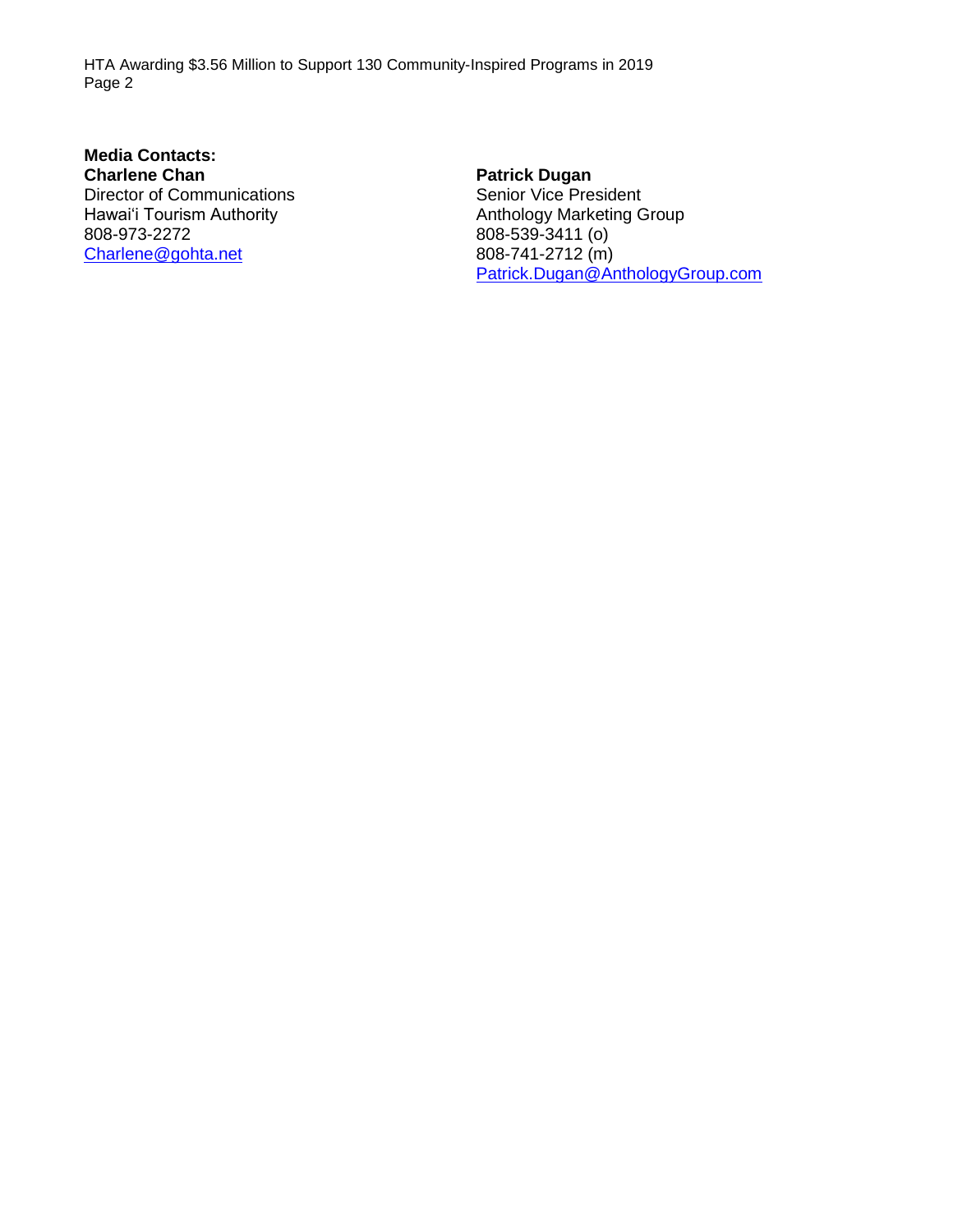**Media Contacts:**

**Charlene Chan**
Director of Communications
Hawai'i Tourism Authority
808-973-2272
Charlene@gohta.net

**Patrick Dugan**
Senior Vice President
Anthology Marketing Group
808-539-3411 (o)
808-741-2712 (m)
Patrick.Dugan@AnthologyGroup.com